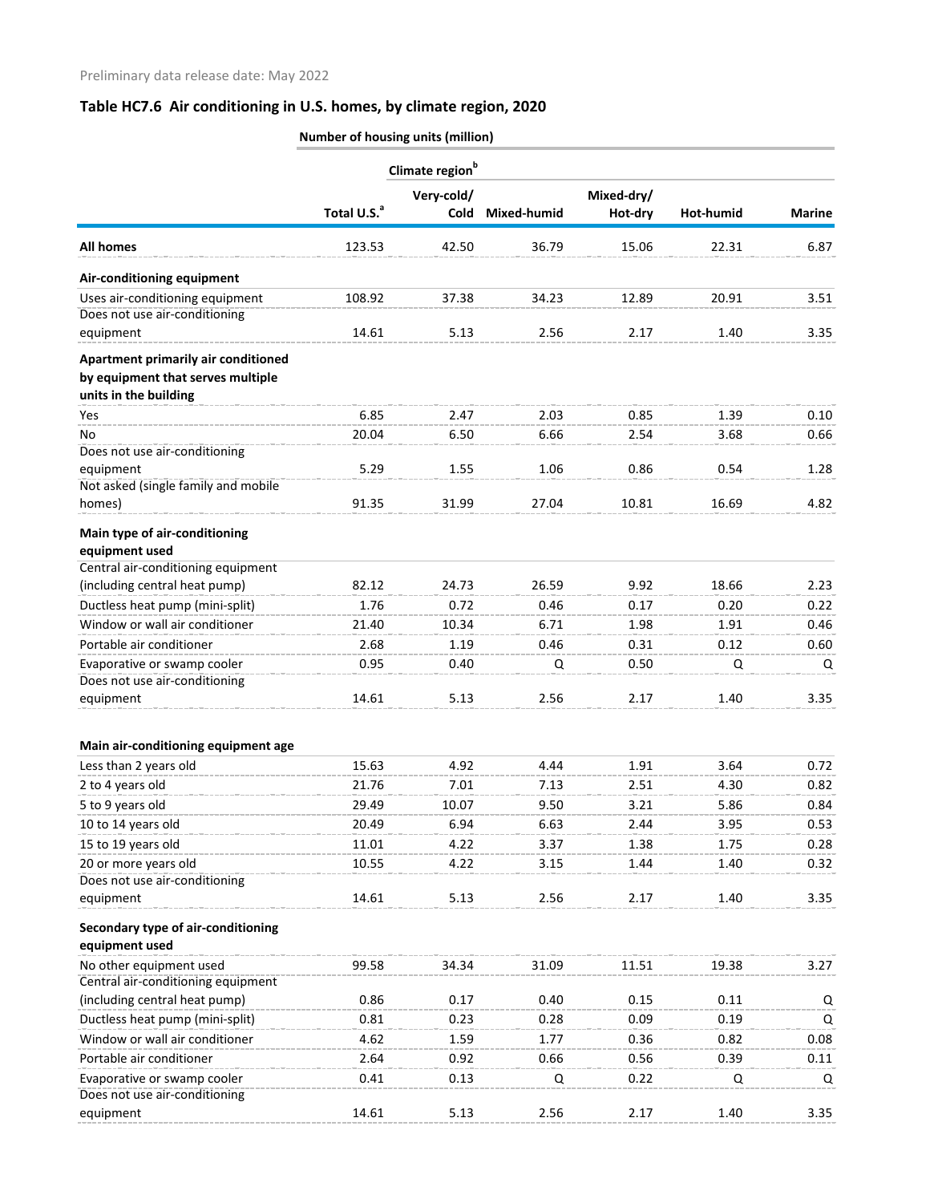Preliminary data release date: May 2022

## Table HC7.6 Air conditioning in U.S. homes, by climate region, 2020

| | Number of housing units (million) | | | | | |
|---|---|---|---|---|---|---|
| | | Climate region[b] | | | | |
| | Total U.S.[a] | Very-cold/ Cold | Mixed-humid | Mixed-dry/ Hot-dry | Hot-humid | Marine |
| **All homes** | 123.53 | 42.50 | 36.79 | 15.06 | 22.31 | 6.87 |
| **Air-conditioning equipment** | | | | | | |
| Uses air-conditioning equipment | 108.92 | 37.38 | 34.23 | 12.89 | 20.91 | 3.51 |
| Does not use air-conditioning equipment | 14.61 | 5.13 | 2.56 | 2.17 | 1.40 | 3.35 |
| **Apartment primarily air conditioned by equipment that serves multiple units in the building** | | | | | | |
| Yes | 6.85 | 2.47 | 2.03 | 0.85 | 1.39 | 0.10 |
| No | 20.04 | 6.50 | 6.66 | 2.54 | 3.68 | 0.66 |
| Does not use air-conditioning equipment | 5.29 | 1.55 | 1.06 | 0.86 | 0.54 | 1.28 |
| Not asked (single family and mobile homes) | 91.35 | 31.99 | 27.04 | 10.81 | 16.69 | 4.82 |
| **Main type of air-conditioning equipment used** | | | | | | |
| Central air-conditioning equipment (including central heat pump) | 82.12 | 24.73 | 26.59 | 9.92 | 18.66 | 2.23 |
| Ductless heat pump (mini-split) | 1.76 | 0.72 | 0.46 | 0.17 | 0.20 | 0.22 |
| Window or wall air conditioner | 21.40 | 10.34 | 6.71 | 1.98 | 1.91 | 0.46 |
| Portable air conditioner | 2.68 | 1.19 | 0.46 | 0.31 | 0.12 | 0.60 |
| Evaporative or swamp cooler | 0.95 | 0.40 | Q | 0.50 | Q | Q |
| Does not use air-conditioning equipment | 14.61 | 5.13 | 2.56 | 2.17 | 1.40 | 3.35 |
| **Main air-conditioning equipment age** | | | | | | |
| Less than 2 years old | 15.63 | 4.92 | 4.44 | 1.91 | 3.64 | 0.72 |
| 2 to 4 years old | 21.76 | 7.01 | 7.13 | 2.51 | 4.30 | 0.82 |
| 5 to 9 years old | 29.49 | 10.07 | 9.50 | 3.21 | 5.86 | 0.84 |
| 10 to 14 years old | 20.49 | 6.94 | 6.63 | 2.44 | 3.95 | 0.53 |
| 15 to 19 years old | 11.01 | 4.22 | 3.37 | 1.38 | 1.75 | 0.28 |
| 20 or more years old | 10.55 | 4.22 | 3.15 | 1.44 | 1.40 | 0.32 |
| Does not use air-conditioning equipment | 14.61 | 5.13 | 2.56 | 2.17 | 1.40 | 3.35 |
| **Secondary type of air-conditioning equipment used** | | | | | | |
| No other equipment used | 99.58 | 34.34 | 31.09 | 11.51 | 19.38 | 3.27 |
| Central air-conditioning equipment (including central heat pump) | 0.86 | 0.17 | 0.40 | 0.15 | 0.11 | Q |
| Ductless heat pump (mini-split) | 0.81 | 0.23 | 0.28 | 0.09 | 0.19 | Q |
| Window or wall air conditioner | 4.62 | 1.59 | 1.77 | 0.36 | 0.82 | 0.08 |
| Portable air conditioner | 2.64 | 0.92 | 0.66 | 0.56 | 0.39 | 0.11 |
| Evaporative or swamp cooler | 0.41 | 0.13 | Q | 0.22 | Q | Q |
| Does not use air-conditioning equipment | 14.61 | 5.13 | 2.56 | 2.17 | 1.40 | 3.35 |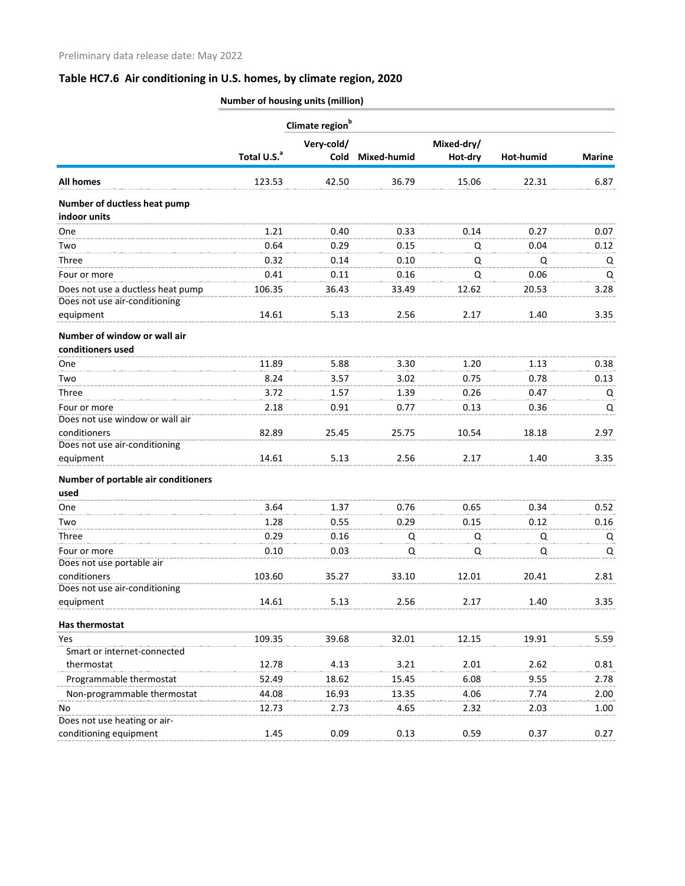Preliminary data release date: May 2022

## Table HC7.6 Air conditioning in U.S. homes, by climate region, 2020

| | Number of housing units (million) | | | | | |
|---|---|---|---|---|---|---|
| | | Climate region[b] | | | | |
| | Total U.S.[a] | Very-cold/ Cold | Mixed-humid | Mixed-dry/ Hot-dry | Hot-humid | Marine |
| **All homes** | 123.53 | 42.50 | 36.79 | 15.06 | 22.31 | 6.87 |
| **Number of ductless heat pump indoor units** | | | | | | |
| One | 1.21 | 0.40 | 0.33 | 0.14 | 0.27 | 0.07 |
| Two | 0.64 | 0.29 | 0.15 | Q | 0.04 | 0.12 |
| Three | 0.32 | 0.14 | 0.10 | Q | Q | Q |
| Four or more | 0.41 | 0.11 | 0.16 | Q | 0.06 | Q |
| Does not use a ductless heat pump | 106.35 | 36.43 | 33.49 | 12.62 | 20.53 | 3.28 |
| Does not use air-conditioning equipment | 14.61 | 5.13 | 2.56 | 2.17 | 1.40 | 3.35 |
| **Number of window or wall air conditioners used** | | | | | | |
| One | 11.89 | 5.88 | 3.30 | 1.20 | 1.13 | 0.38 |
| Two | 8.24 | 3.57 | 3.02 | 0.75 | 0.78 | 0.13 |
| Three | 3.72 | 1.57 | 1.39 | 0.26 | 0.47 | Q |
| Four or more | 2.18 | 0.91 | 0.77 | 0.13 | 0.36 | Q |
| Does not use window or wall air conditioners | 82.89 | 25.45 | 25.75 | 10.54 | 18.18 | 2.97 |
| Does not use air-conditioning equipment | 14.61 | 5.13 | 2.56 | 2.17 | 1.40 | 3.35 |
| **Number of portable air conditioners used** | | | | | | |
| One | 3.64 | 1.37 | 0.76 | 0.65 | 0.34 | 0.52 |
| Two | 1.28 | 0.55 | 0.29 | 0.15 | 0.12 | 0.16 |
| Three | 0.29 | 0.16 | Q | Q | Q | Q |
| Four or more | 0.10 | 0.03 | Q | Q | Q | Q |
| Does not use portable air conditioners | 103.60 | 35.27 | 33.10 | 12.01 | 20.41 | 2.81 |
| Does not use air-conditioning equipment | 14.61 | 5.13 | 2.56 | 2.17 | 1.40 | 3.35 |
| **Has thermostat** | | | | | | |
| Yes | 109.35 | 39.68 | 32.01 | 12.15 | 19.91 | 5.59 |
| Smart or internet-connected thermostat | 12.78 | 4.13 | 3.21 | 2.01 | 2.62 | 0.81 |
| Programmable thermostat | 52.49 | 18.62 | 15.45 | 6.08 | 9.55 | 2.78 |
| Non-programmable thermostat | 44.08 | 16.93 | 13.35 | 4.06 | 7.74 | 2.00 |
| No | 12.73 | 2.73 | 4.65 | 2.32 | 2.03 | 1.00 |
| Does not use heating or air-conditioning equipment | 1.45 | 0.09 | 0.13 | 0.59 | 0.37 | 0.27 |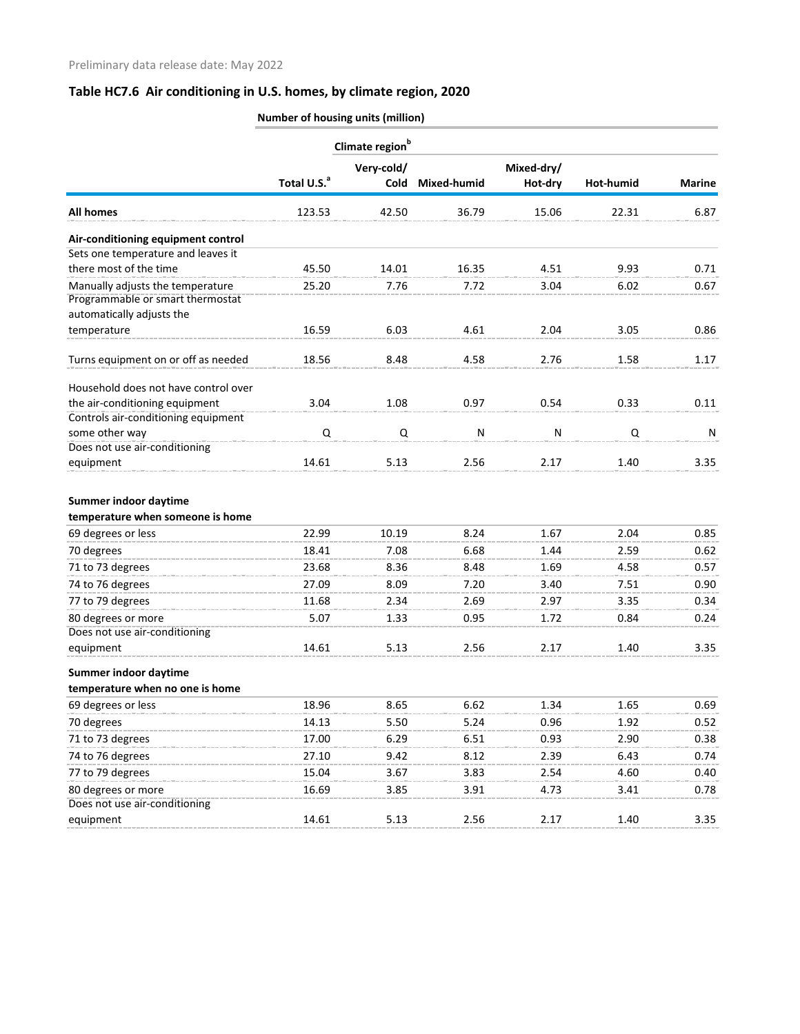Preliminary data release date: May 2022

## Table HC7.6 Air conditioning in U.S. homes, by climate region, 2020

| | Number of housing units (million) | | | | | |
|---|---|---|---|---|---|---|
| | | Climate region[b] | | | | |
| | Total U.S.[a] | Very-cold/ Cold | Mixed-humid | Mixed-dry/ Hot-dry | Hot-humid | Marine |
| **All homes** | 123.53 | 42.50 | 36.79 | 15.06 | 22.31 | 6.87 |
| **Air-conditioning equipment control** | | | | | | |
| Sets one temperature and leaves it there most of the time | 45.50 | 14.01 | 16.35 | 4.51 | 9.93 | 0.71 |
| Manually adjusts the temperature | 25.20 | 7.76 | 7.72 | 3.04 | 6.02 | 0.67 |
| Programmable or smart thermostat automatically adjusts the temperature | 16.59 | 6.03 | 4.61 | 2.04 | 3.05 | 0.86 |
| Turns equipment on or off as needed | 18.56 | 8.48 | 4.58 | 2.76 | 1.58 | 1.17 |
| Household does not have control over the air-conditioning equipment | 3.04 | 1.08 | 0.97 | 0.54 | 0.33 | 0.11 |
| Controls air-conditioning equipment some other way | Q | Q | N | N | Q | N |
| Does not use air-conditioning equipment | 14.61 | 5.13 | 2.56 | 2.17 | 1.40 | 3.35 |
| **Summer indoor daytime temperature when someone is home** | | | | | | |
| 69 degrees or less | 22.99 | 10.19 | 8.24 | 1.67 | 2.04 | 0.85 |
| 70 degrees | 18.41 | 7.08 | 6.68 | 1.44 | 2.59 | 0.62 |
| 71 to 73 degrees | 23.68 | 8.36 | 8.48 | 1.69 | 4.58 | 0.57 |
| 74 to 76 degrees | 27.09 | 8.09 | 7.20 | 3.40 | 7.51 | 0.90 |
| 77 to 79 degrees | 11.68 | 2.34 | 2.69 | 2.97 | 3.35 | 0.34 |
| 80 degrees or more | 5.07 | 1.33 | 0.95 | 1.72 | 0.84 | 0.24 |
| Does not use air-conditioning equipment | 14.61 | 5.13 | 2.56 | 2.17 | 1.40 | 3.35 |
| **Summer indoor daytime temperature when no one is home** | | | | | | |
| 69 degrees or less | 18.96 | 8.65 | 6.62 | 1.34 | 1.65 | 0.69 |
| 70 degrees | 14.13 | 5.50 | 5.24 | 0.96 | 1.92 | 0.52 |
| 71 to 73 degrees | 17.00 | 6.29 | 6.51 | 0.93 | 2.90 | 0.38 |
| 74 to 76 degrees | 27.10 | 9.42 | 8.12 | 2.39 | 6.43 | 0.74 |
| 77 to 79 degrees | 15.04 | 3.67 | 3.83 | 2.54 | 4.60 | 0.40 |
| 80 degrees or more | 16.69 | 3.85 | 3.91 | 4.73 | 3.41 | 0.78 |
| Does not use air-conditioning equipment | 14.61 | 5.13 | 2.56 | 2.17 | 1.40 | 3.35 |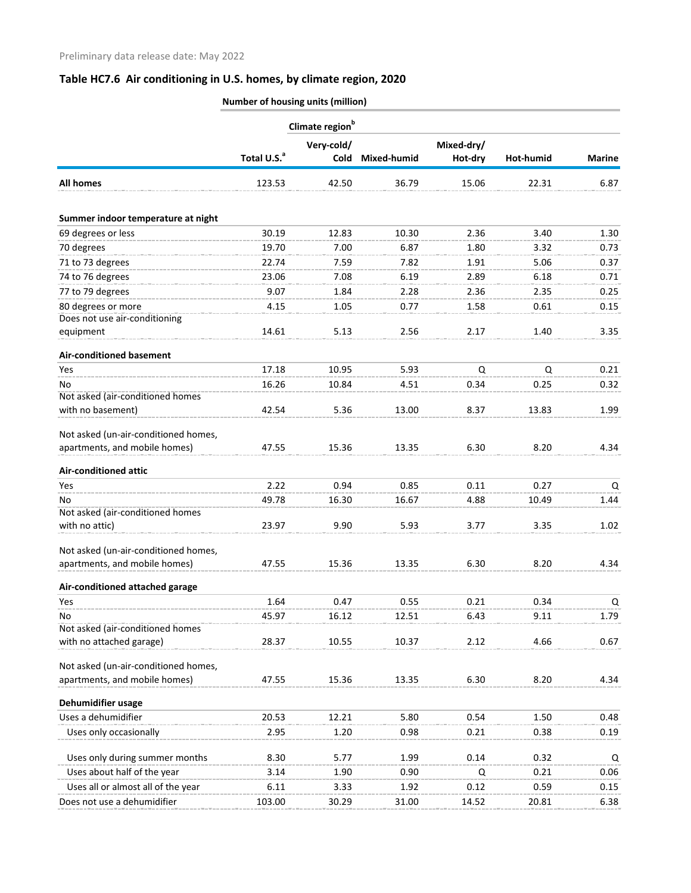Preliminary data release date: May 2022

## Table HC7.6 Air conditioning in U.S. homes, by climate region, 2020

| | Number of housing units (million) | | | | | |
|---|---|---|---|---|---|---|
| | | Climate region[b] | | | | |
| | Total U.S.[a] | Very-cold/ Cold | Mixed-humid | Mixed-dry/ Hot-dry | Hot-humid | Marine |
| **All homes** | 123.53 | 42.50 | 36.79 | 15.06 | 22.31 | 6.87 |
| **Summer indoor temperature at night** | | | | | | |
| 69 degrees or less | 30.19 | 12.83 | 10.30 | 2.36 | 3.40 | 1.30 |
| 70 degrees | 19.70 | 7.00 | 6.87 | 1.80 | 3.32 | 0.73 |
| 71 to 73 degrees | 22.74 | 7.59 | 7.82 | 1.91 | 5.06 | 0.37 |
| 74 to 76 degrees | 23.06 | 7.08 | 6.19 | 2.89 | 6.18 | 0.71 |
| 77 to 79 degrees | 9.07 | 1.84 | 2.28 | 2.36 | 2.35 | 0.25 |
| 80 degrees or more | 4.15 | 1.05 | 0.77 | 1.58 | 0.61 | 0.15 |
| Does not use air-conditioning equipment | 14.61 | 5.13 | 2.56 | 2.17 | 1.40 | 3.35 |
| **Air-conditioned basement** | | | | | | |
| Yes | 17.18 | 10.95 | 5.93 | Q | Q | 0.21 |
| No | 16.26 | 10.84 | 4.51 | 0.34 | 0.25 | 0.32 |
| Not asked (air-conditioned homes with no basement) | 42.54 | 5.36 | 13.00 | 8.37 | 13.83 | 1.99 |
| Not asked (un-air-conditioned homes, apartments, and mobile homes) | 47.55 | 15.36 | 13.35 | 6.30 | 8.20 | 4.34 |
| **Air-conditioned attic** | | | | | | |
| Yes | 2.22 | 0.94 | 0.85 | 0.11 | 0.27 | Q |
| No | 49.78 | 16.30 | 16.67 | 4.88 | 10.49 | 1.44 |
| Not asked (air-conditioned homes with no attic) | 23.97 | 9.90 | 5.93 | 3.77 | 3.35 | 1.02 |
| Not asked (un-air-conditioned homes, apartments, and mobile homes) | 47.55 | 15.36 | 13.35 | 6.30 | 8.20 | 4.34 |
| **Air-conditioned attached garage** | | | | | | |
| Yes | 1.64 | 0.47 | 0.55 | 0.21 | 0.34 | Q |
| No | 45.97 | 16.12 | 12.51 | 6.43 | 9.11 | 1.79 |
| Not asked (air-conditioned homes with no attached garage) | 28.37 | 10.55 | 10.37 | 2.12 | 4.66 | 0.67 |
| Not asked (un-air-conditioned homes, apartments, and mobile homes) | 47.55 | 15.36 | 13.35 | 6.30 | 8.20 | 4.34 |
| **Dehumidifier usage** | | | | | | |
| Uses a dehumidifier | 20.53 | 12.21 | 5.80 | 0.54 | 1.50 | 0.48 |
| Uses only occasionally | 2.95 | 1.20 | 0.98 | 0.21 | 0.38 | 0.19 |
| Uses only during summer months | 8.30 | 5.77 | 1.99 | 0.14 | 0.32 | Q |
| Uses about half of the year | 3.14 | 1.90 | 0.90 | Q | 0.21 | 0.06 |
| Uses all or almost all of the year | 6.11 | 3.33 | 1.92 | 0.12 | 0.59 | 0.15 |
| Does not use a dehumidifier | 103.00 | 30.29 | 31.00 | 14.52 | 20.81 | 6.38 |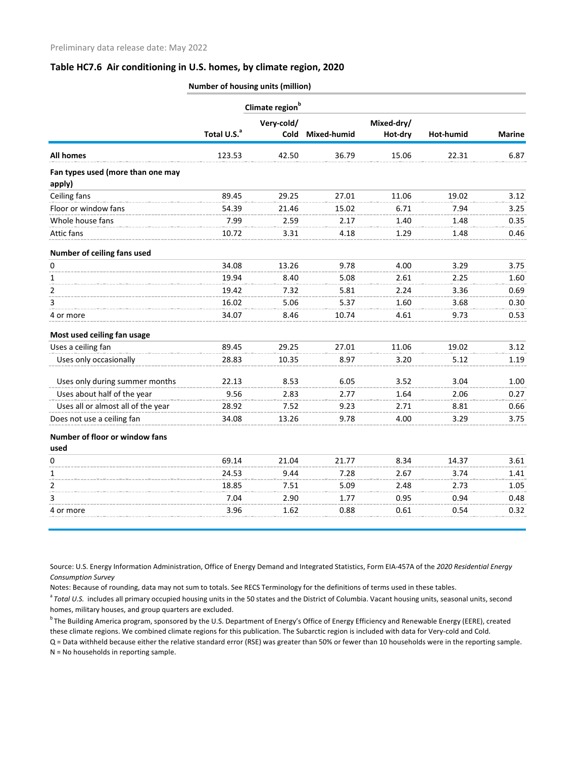Preliminary data release date: May 2022

### Table HC7.6 Air conditioning in U.S. homes, by climate region, 2020

| | Number of housing units (million) | | | | | |
|---|---|---|---|---|---|---|
| | | Climate region[b] | | | | |
| | Total U.S.[a] | Very-cold/ Cold | Mixed-humid | Mixed-dry/ Hot-dry | Hot-humid | Marine |
| **All homes** | 123.53 | 42.50 | 36.79 | 15.06 | 22.31 | 6.87 |
| **Fan types used (more than one may apply)** | | | | | | |
| Ceiling fans | 89.45 | 29.25 | 27.01 | 11.06 | 19.02 | 3.12 |
| Floor or window fans | 54.39 | 21.46 | 15.02 | 6.71 | 7.94 | 3.25 |
| Whole house fans | 7.99 | 2.59 | 2.17 | 1.40 | 1.48 | 0.35 |
| Attic fans | 10.72 | 3.31 | 4.18 | 1.29 | 1.48 | 0.46 |
| **Number of ceiling fans used** | | | | | | |
| 0 | 34.08 | 13.26 | 9.78 | 4.00 | 3.29 | 3.75 |
| 1 | 19.94 | 8.40 | 5.08 | 2.61 | 2.25 | 1.60 |
| 2 | 19.42 | 7.32 | 5.81 | 2.24 | 3.36 | 0.69 |
| 3 | 16.02 | 5.06 | 5.37 | 1.60 | 3.68 | 0.30 |
| 4 or more | 34.07 | 8.46 | 10.74 | 4.61 | 9.73 | 0.53 |
| **Most used ceiling fan usage** | | | | | | |
| Uses a ceiling fan | 89.45 | 29.25 | 27.01 | 11.06 | 19.02 | 3.12 |
| Uses only occasionally | 28.83 | 10.35 | 8.97 | 3.20 | 5.12 | 1.19 |
| Uses only during summer months | 22.13 | 8.53 | 6.05 | 3.52 | 3.04 | 1.00 |
| Uses about half of the year | 9.56 | 2.83 | 2.77 | 1.64 | 2.06 | 0.27 |
| Uses all or almost all of the year | 28.92 | 7.52 | 9.23 | 2.71 | 8.81 | 0.66 |
| Does not use a ceiling fan | 34.08 | 13.26 | 9.78 | 4.00 | 3.29 | 3.75 |
| **Number of floor or window fans used** | | | | | | |
| 0 | 69.14 | 21.04 | 21.77 | 8.34 | 14.37 | 3.61 |
| 1 | 24.53 | 9.44 | 7.28 | 2.67 | 3.74 | 1.41 |
| 2 | 18.85 | 7.51 | 5.09 | 2.48 | 2.73 | 1.05 |
| 3 | 7.04 | 2.90 | 1.77 | 0.95 | 0.94 | 0.48 |
| 4 or more | 3.96 | 1.62 | 0.88 | 0.61 | 0.54 | 0.32 |

Source: U.S. Energy Information Administration, Office of Energy Demand and Integrated Statistics, Form EIA-457A of the *2020 Residential Energy Consumption Survey*

Notes: Because of rounding, data may not sum to totals. See RECS Terminology for the definitions of terms used in these tables.

[a] *Total U.S.* includes all primary occupied housing units in the 50 states and the District of Columbia. Vacant housing units, seasonal units, second homes, military houses, and group quarters are excluded.

[b] The Building America program, sponsored by the U.S. Department of Energy's Office of Energy Efficiency and Renewable Energy (EERE), created these climate regions. We combined climate regions for this publication. The Subarctic region is included with data for Very-cold and Cold.

Q = Data withheld because either the relative standard error (RSE) was greater than 50% or fewer than 10 households were in the reporting sample.

N = No households in reporting sample.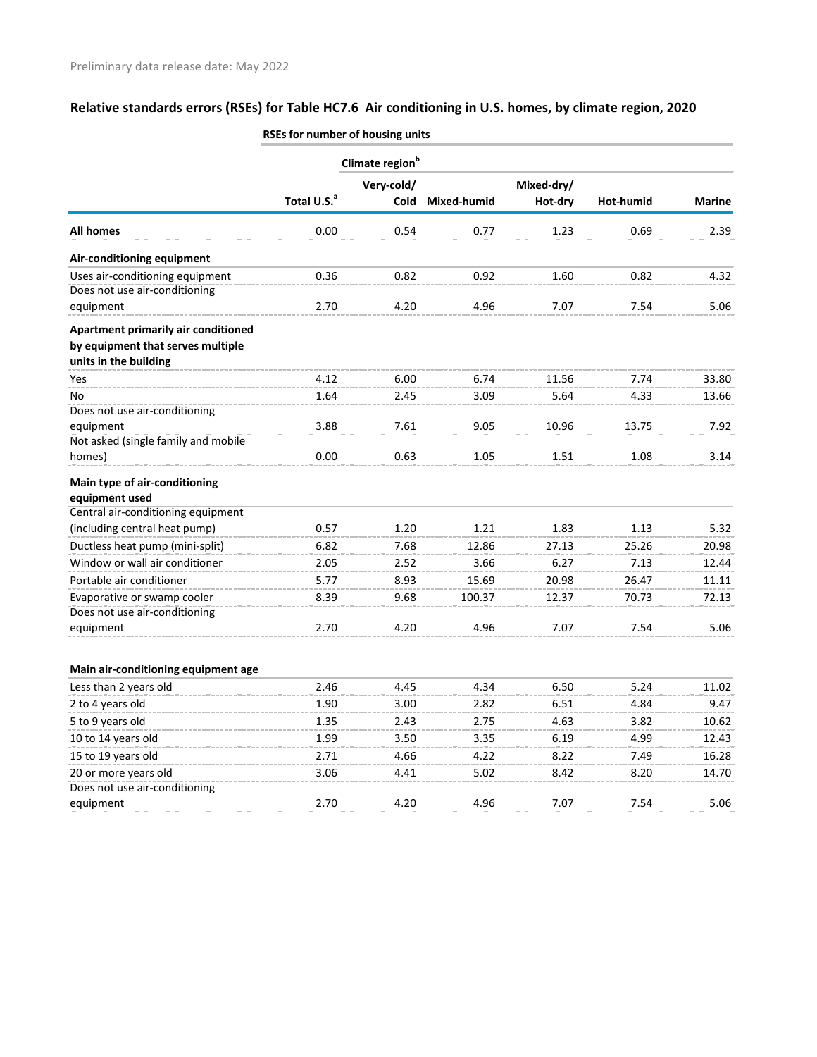Preliminary data release date: May 2022

## Relative standards errors (RSEs) for Table HC7.6 Air conditioning in U.S. homes, by climate region, 2020

| | RSEs for number of housing units | | | | | |
|---|---|---|---|---|---|---|
| | | Climate region[b] | | | | |
| | Total U.S.[a] | Very-cold/ Cold | Mixed-humid | Mixed-dry/ Hot-dry | Hot-humid | Marine |
| **All homes** | 0.00 | 0.54 | 0.77 | 1.23 | 0.69 | 2.39 |
| **Air-conditioning equipment** | | | | | | |
| Uses air-conditioning equipment | 0.36 | 0.82 | 0.92 | 1.60 | 0.82 | 4.32 |
| Does not use air-conditioning equipment | 2.70 | 4.20 | 4.96 | 7.07 | 7.54 | 5.06 |
| **Apartment primarily air conditioned by equipment that serves multiple units in the building** | | | | | | |
| Yes | 4.12 | 6.00 | 6.74 | 11.56 | 7.74 | 33.80 |
| No | 1.64 | 2.45 | 3.09 | 5.64 | 4.33 | 13.66 |
| Does not use air-conditioning equipment | 3.88 | 7.61 | 9.05 | 10.96 | 13.75 | 7.92 |
| Not asked (single family and mobile homes) | 0.00 | 0.63 | 1.05 | 1.51 | 1.08 | 3.14 |
| **Main type of air-conditioning equipment used** | | | | | | |
| Central air-conditioning equipment (including central heat pump) | 0.57 | 1.20 | 1.21 | 1.83 | 1.13 | 5.32 |
| Ductless heat pump (mini-split) | 6.82 | 7.68 | 12.86 | 27.13 | 25.26 | 20.98 |
| Window or wall air conditioner | 2.05 | 2.52 | 3.66 | 6.27 | 7.13 | 12.44 |
| Portable air conditioner | 5.77 | 8.93 | 15.69 | 20.98 | 26.47 | 11.11 |
| Evaporative or swamp cooler | 8.39 | 9.68 | 100.37 | 12.37 | 70.73 | 72.13 |
| Does not use air-conditioning equipment | 2.70 | 4.20 | 4.96 | 7.07 | 7.54 | 5.06 |
| **Main air-conditioning equipment age** | | | | | | |
| Less than 2 years old | 2.46 | 4.45 | 4.34 | 6.50 | 5.24 | 11.02 |
| 2 to 4 years old | 1.90 | 3.00 | 2.82 | 6.51 | 4.84 | 9.47 |
| 5 to 9 years old | 1.35 | 2.43 | 2.75 | 4.63 | 3.82 | 10.62 |
| 10 to 14 years old | 1.99 | 3.50 | 3.35 | 6.19 | 4.99 | 12.43 |
| 15 to 19 years old | 2.71 | 4.66 | 4.22 | 8.22 | 7.49 | 16.28 |
| 20 or more years old | 3.06 | 4.41 | 5.02 | 8.42 | 8.20 | 14.70 |
| Does not use air-conditioning equipment | 2.70 | 4.20 | 4.96 | 7.07 | 7.54 | 5.06 |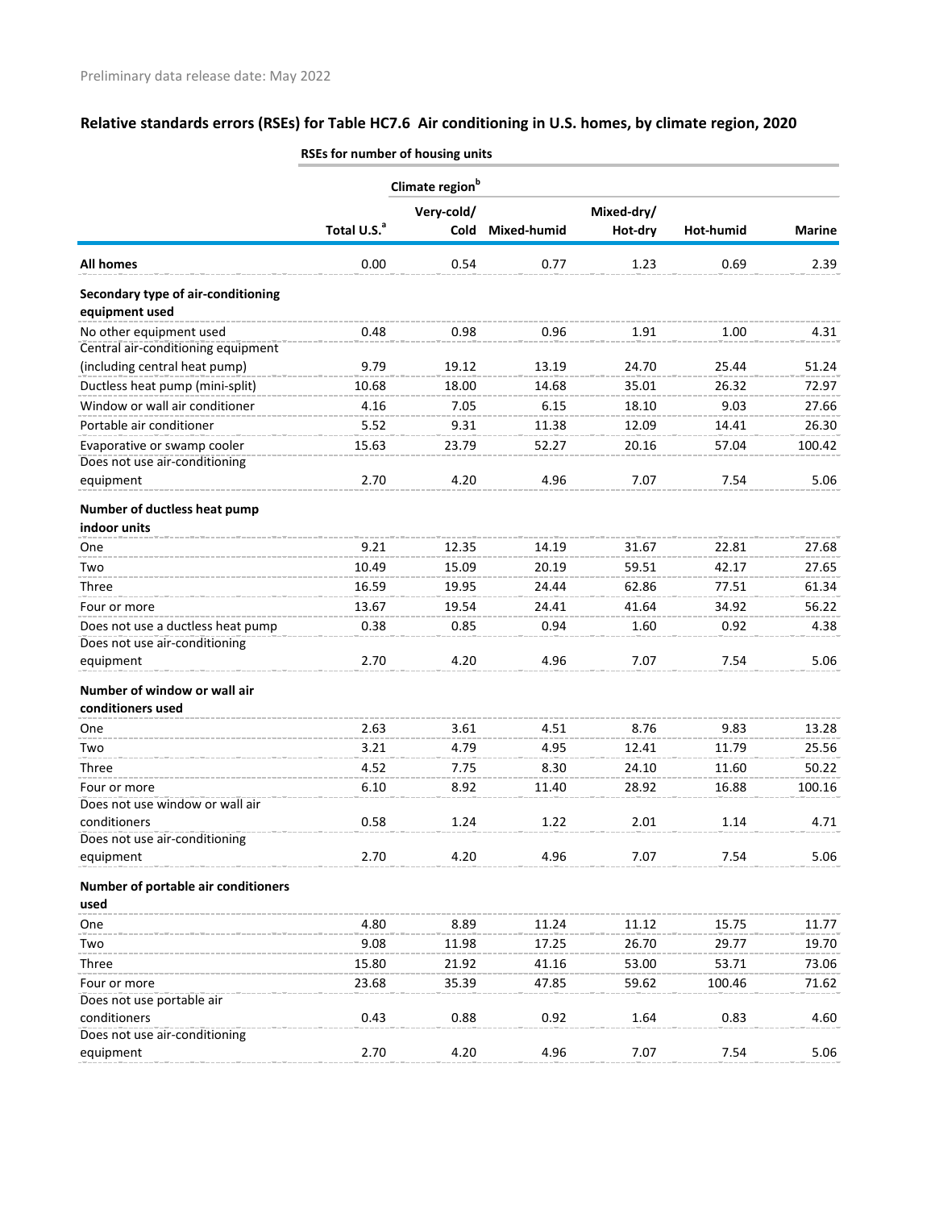Preliminary data release date: May 2022

## Relative standards errors (RSEs) for Table HC7.6 Air conditioning in U.S. homes, by climate region, 2020

| | RSEs for number of housing units | | | | | |
|---|---|---|---|---|---|---|
| | | Climate region[b] | | | | |
| | Total U.S.[a] | Very-cold/ Cold | Mixed-humid | Mixed-dry/ Hot-dry | Hot-humid | Marine |
| **All homes** | 0.00 | 0.54 | 0.77 | 1.23 | 0.69 | 2.39 |
| **Secondary type of air-conditioning equipment used** | | | | | | |
| No other equipment used | 0.48 | 0.98 | 0.96 | 1.91 | 1.00 | 4.31 |
| Central air-conditioning equipment (including central heat pump) | 9.79 | 19.12 | 13.19 | 24.70 | 25.44 | 51.24 |
| Ductless heat pump (mini-split) | 10.68 | 18.00 | 14.68 | 35.01 | 26.32 | 72.97 |
| Window or wall air conditioner | 4.16 | 7.05 | 6.15 | 18.10 | 9.03 | 27.66 |
| Portable air conditioner | 5.52 | 9.31 | 11.38 | 12.09 | 14.41 | 26.30 |
| Evaporative or swamp cooler | 15.63 | 23.79 | 52.27 | 20.16 | 57.04 | 100.42 |
| Does not use air-conditioning equipment | 2.70 | 4.20 | 4.96 | 7.07 | 7.54 | 5.06 |
| **Number of ductless heat pump indoor units** | | | | | | |
| One | 9.21 | 12.35 | 14.19 | 31.67 | 22.81 | 27.68 |
| Two | 10.49 | 15.09 | 20.19 | 59.51 | 42.17 | 27.65 |
| Three | 16.59 | 19.95 | 24.44 | 62.86 | 77.51 | 61.34 |
| Four or more | 13.67 | 19.54 | 24.41 | 41.64 | 34.92 | 56.22 |
| Does not use a ductless heat pump | 0.38 | 0.85 | 0.94 | 1.60 | 0.92 | 4.38 |
| Does not use air-conditioning equipment | 2.70 | 4.20 | 4.96 | 7.07 | 7.54 | 5.06 |
| **Number of window or wall air conditioners used** | | | | | | |
| One | 2.63 | 3.61 | 4.51 | 8.76 | 9.83 | 13.28 |
| Two | 3.21 | 4.79 | 4.95 | 12.41 | 11.79 | 25.56 |
| Three | 4.52 | 7.75 | 8.30 | 24.10 | 11.60 | 50.22 |
| Four or more | 6.10 | 8.92 | 11.40 | 28.92 | 16.88 | 100.16 |
| Does not use window or wall air conditioners | 0.58 | 1.24 | 1.22 | 2.01 | 1.14 | 4.71 |
| Does not use air-conditioning equipment | 2.70 | 4.20 | 4.96 | 7.07 | 7.54 | 5.06 |
| **Number of portable air conditioners used** | | | | | | |
| One | 4.80 | 8.89 | 11.24 | 11.12 | 15.75 | 11.77 |
| Two | 9.08 | 11.98 | 17.25 | 26.70 | 29.77 | 19.70 |
| Three | 15.80 | 21.92 | 41.16 | 53.00 | 53.71 | 73.06 |
| Four or more | 23.68 | 35.39 | 47.85 | 59.62 | 100.46 | 71.62 |
| Does not use portable air conditioners | 0.43 | 0.88 | 0.92 | 1.64 | 0.83 | 4.60 |
| Does not use air-conditioning equipment | 2.70 | 4.20 | 4.96 | 7.07 | 7.54 | 5.06 |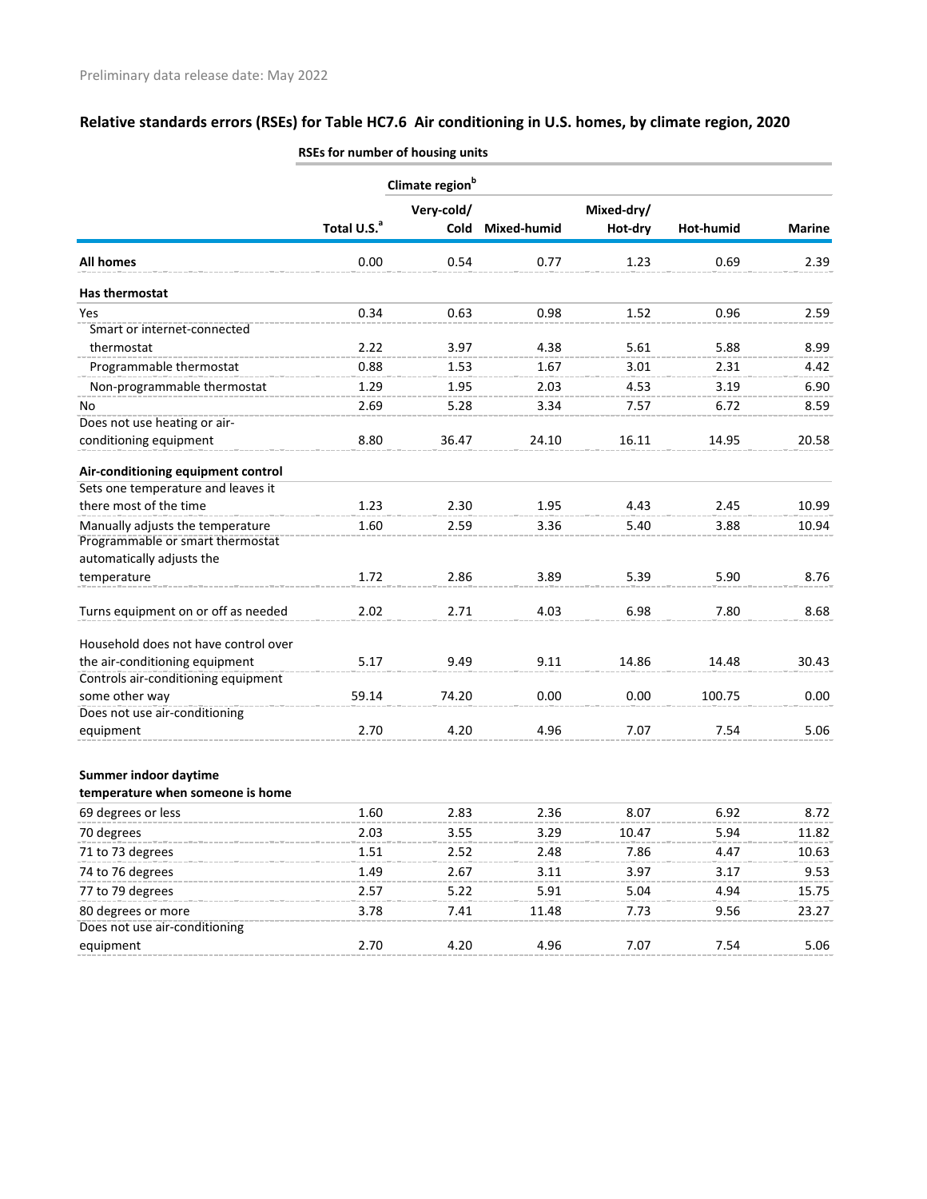Preliminary data release date: May 2022

## Relative standards errors (RSEs) for Table HC7.6 Air conditioning in U.S. homes, by climate region, 2020

| | RSEs for number of housing units | | | | | |
|---|---|---|---|---|---|---|
| | | Climate region[b] | | | | |
| | Total U.S.[a] | Very-cold/ Cold | Mixed-humid | Mixed-dry/ Hot-dry | Hot-humid | Marine |
| **All homes** | 0.00 | 0.54 | 0.77 | 1.23 | 0.69 | 2.39 |
| **Has thermostat** | | | | | | |
| Yes | 0.34 | 0.63 | 0.98 | 1.52 | 0.96 | 2.59 |
| Smart or internet-connected thermostat | 2.22 | 3.97 | 4.38 | 5.61 | 5.88 | 8.99 |
| Programmable thermostat | 0.88 | 1.53 | 1.67 | 3.01 | 2.31 | 4.42 |
| Non-programmable thermostat | 1.29 | 1.95 | 2.03 | 4.53 | 3.19 | 6.90 |
| No | 2.69 | 5.28 | 3.34 | 7.57 | 6.72 | 8.59 |
| Does not use heating or air-conditioning equipment | 8.80 | 36.47 | 24.10 | 16.11 | 14.95 | 20.58 |
| **Air-conditioning equipment control** | | | | | | |
| Sets one temperature and leaves it there most of the time | 1.23 | 2.30 | 1.95 | 4.43 | 2.45 | 10.99 |
| Manually adjusts the temperature | 1.60 | 2.59 | 3.36 | 5.40 | 3.88 | 10.94 |
| Programmable or smart thermostat automatically adjusts the temperature | 1.72 | 2.86 | 3.89 | 5.39 | 5.90 | 8.76 |
| Turns equipment on or off as needed | 2.02 | 2.71 | 4.03 | 6.98 | 7.80 | 8.68 |
| Household does not have control over the air-conditioning equipment | 5.17 | 9.49 | 9.11 | 14.86 | 14.48 | 30.43 |
| Controls air-conditioning equipment some other way | 59.14 | 74.20 | 0.00 | 0.00 | 100.75 | 0.00 |
| Does not use air-conditioning equipment | 2.70 | 4.20 | 4.96 | 7.07 | 7.54 | 5.06 |
| **Summer indoor daytime temperature when someone is home** | | | | | | |
| 69 degrees or less | 1.60 | 2.83 | 2.36 | 8.07 | 6.92 | 8.72 |
| 70 degrees | 2.03 | 3.55 | 3.29 | 10.47 | 5.94 | 11.82 |
| 71 to 73 degrees | 1.51 | 2.52 | 2.48 | 7.86 | 4.47 | 10.63 |
| 74 to 76 degrees | 1.49 | 2.67 | 3.11 | 3.97 | 3.17 | 9.53 |
| 77 to 79 degrees | 2.57 | 5.22 | 5.91 | 5.04 | 4.94 | 15.75 |
| 80 degrees or more | 3.78 | 7.41 | 11.48 | 7.73 | 9.56 | 23.27 |
| Does not use air-conditioning equipment | 2.70 | 4.20 | 4.96 | 7.07 | 7.54 | 5.06 |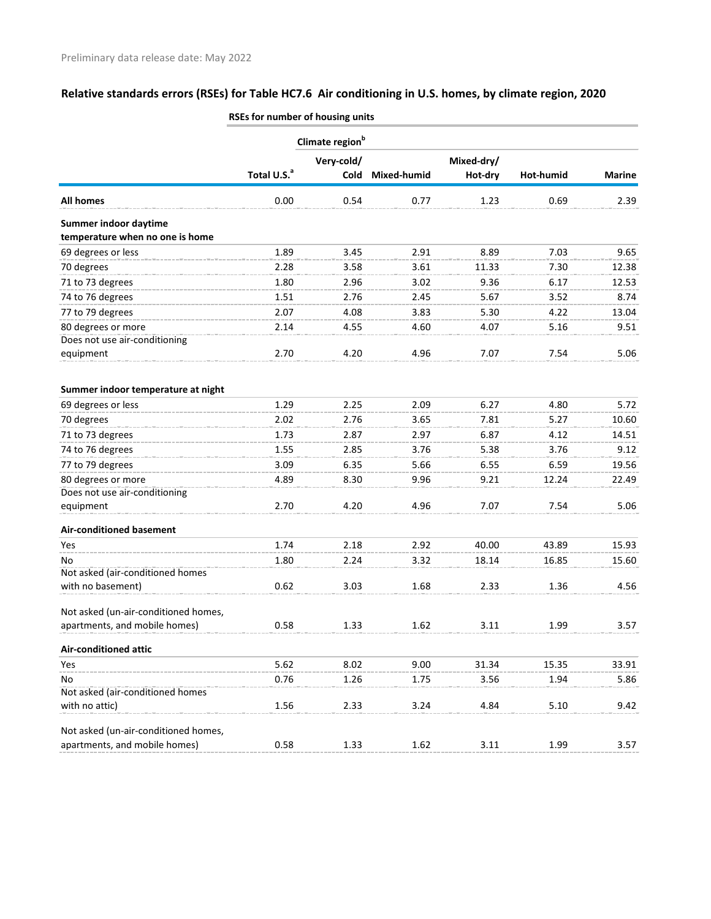Preliminary data release date: May 2022

## Relative standards errors (RSEs) for Table HC7.6 Air conditioning in U.S. homes, by climate region, 2020

| | RSEs for number of housing units | | | | | |
|---|---|---|---|---|---|---|
| | | Climate region[b] | | | | |
| | Total U.S.[a] | Very-cold/ Cold | Mixed-humid | Mixed-dry/ Hot-dry | Hot-humid | Marine |
| **All homes** | 0.00 | 0.54 | 0.77 | 1.23 | 0.69 | 2.39 |
| **Summer indoor daytime temperature when no one is home** | | | | | | |
| 69 degrees or less | 1.89 | 3.45 | 2.91 | 8.89 | 7.03 | 9.65 |
| 70 degrees | 2.28 | 3.58 | 3.61 | 11.33 | 7.30 | 12.38 |
| 71 to 73 degrees | 1.80 | 2.96 | 3.02 | 9.36 | 6.17 | 12.53 |
| 74 to 76 degrees | 1.51 | 2.76 | 2.45 | 5.67 | 3.52 | 8.74 |
| 77 to 79 degrees | 2.07 | 4.08 | 3.83 | 5.30 | 4.22 | 13.04 |
| 80 degrees or more | 2.14 | 4.55 | 4.60 | 4.07 | 5.16 | 9.51 |
| Does not use air-conditioning equipment | 2.70 | 4.20 | 4.96 | 7.07 | 7.54 | 5.06 |
| **Summer indoor temperature at night** | | | | | | |
| 69 degrees or less | 1.29 | 2.25 | 2.09 | 6.27 | 4.80 | 5.72 |
| 70 degrees | 2.02 | 2.76 | 3.65 | 7.81 | 5.27 | 10.60 |
| 71 to 73 degrees | 1.73 | 2.87 | 2.97 | 6.87 | 4.12 | 14.51 |
| 74 to 76 degrees | 1.55 | 2.85 | 3.76 | 5.38 | 3.76 | 9.12 |
| 77 to 79 degrees | 3.09 | 6.35 | 5.66 | 6.55 | 6.59 | 19.56 |
| 80 degrees or more | 4.89 | 8.30 | 9.96 | 9.21 | 12.24 | 22.49 |
| Does not use air-conditioning equipment | 2.70 | 4.20 | 4.96 | 7.07 | 7.54 | 5.06 |
| **Air-conditioned basement** | | | | | | |
| Yes | 1.74 | 2.18 | 2.92 | 40.00 | 43.89 | 15.93 |
| No | 1.80 | 2.24 | 3.32 | 18.14 | 16.85 | 15.60 |
| Not asked (air-conditioned homes with no basement) | 0.62 | 3.03 | 1.68 | 2.33 | 1.36 | 4.56 |
| Not asked (un-air-conditioned homes, apartments, and mobile homes) | 0.58 | 1.33 | 1.62 | 3.11 | 1.99 | 3.57 |
| **Air-conditioned attic** | | | | | | |
| Yes | 5.62 | 8.02 | 9.00 | 31.34 | 15.35 | 33.91 |
| No | 0.76 | 1.26 | 1.75 | 3.56 | 1.94 | 5.86 |
| Not asked (air-conditioned homes with no attic) | 1.56 | 2.33 | 3.24 | 4.84 | 5.10 | 9.42 |
| Not asked (un-air-conditioned homes, apartments, and mobile homes) | 0.58 | 1.33 | 1.62 | 3.11 | 1.99 | 3.57 |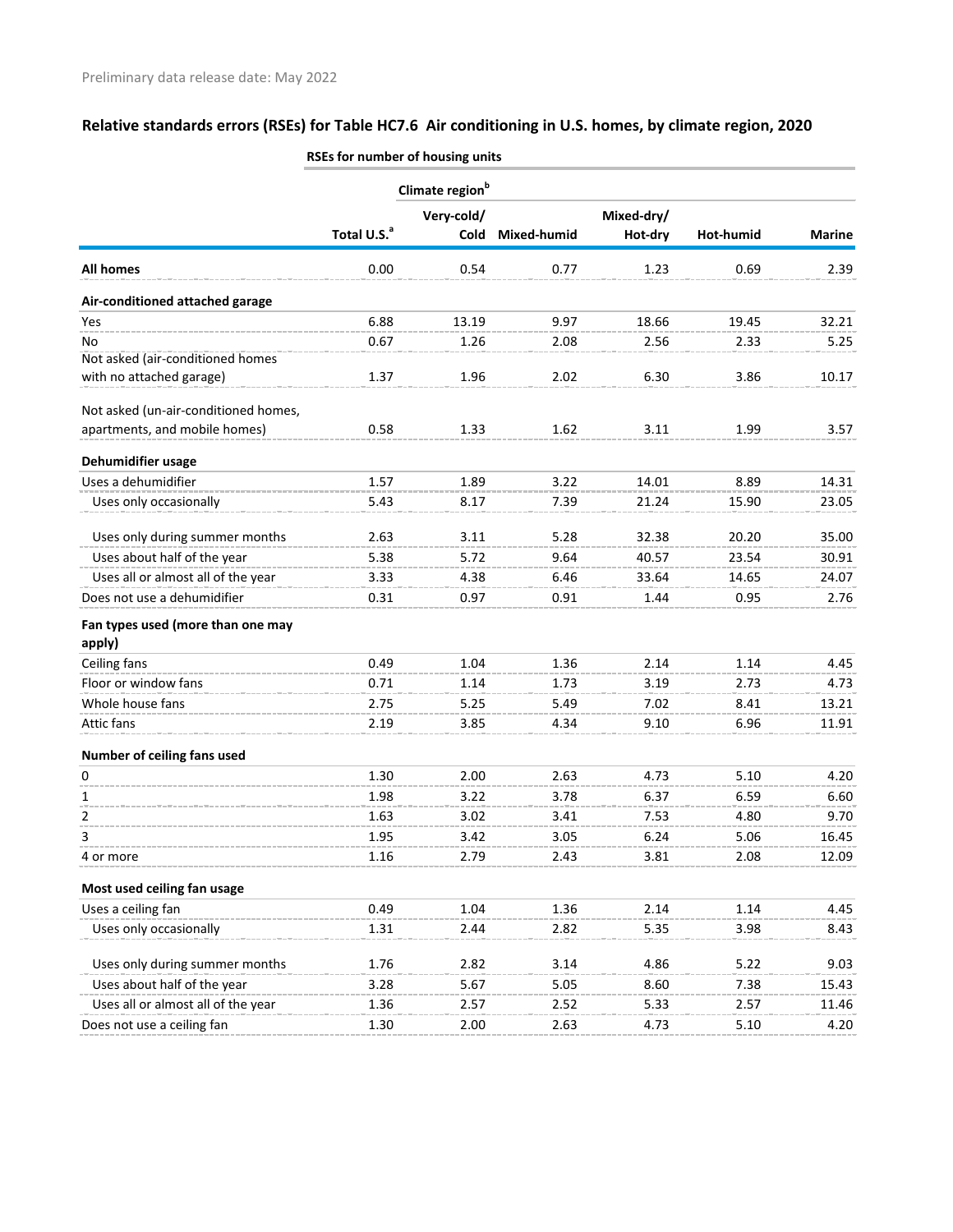Preliminary data release date: May 2022

## Relative standards errors (RSEs) for Table HC7.6 Air conditioning in U.S. homes, by climate region, 2020

| | RSEs for number of housing units | | | | | |
|---|---|---|---|---|---|---|
| | | Climate region[b] | | | | |
| | Total U.S.[a] | Very-cold/ Cold | Mixed-humid | Mixed-dry/ Hot-dry | Hot-humid | Marine |
| **All homes** | 0.00 | 0.54 | 0.77 | 1.23 | 0.69 | 2.39 |
| **Air-conditioned attached garage** | | | | | | |
| Yes | 6.88 | 13.19 | 9.97 | 18.66 | 19.45 | 32.21 |
| No | 0.67 | 1.26 | 2.08 | 2.56 | 2.33 | 5.25 |
| Not asked (air-conditioned homes with no attached garage) | 1.37 | 1.96 | 2.02 | 6.30 | 3.86 | 10.17 |
| Not asked (un-air-conditioned homes, apartments, and mobile homes) | 0.58 | 1.33 | 1.62 | 3.11 | 1.99 | 3.57 |
| **Dehumidifier usage** | | | | | | |
| Uses a dehumidifier | 1.57 | 1.89 | 3.22 | 14.01 | 8.89 | 14.31 |
| Uses only occasionally | 5.43 | 8.17 | 7.39 | 21.24 | 15.90 | 23.05 |
| Uses only during summer months | 2.63 | 3.11 | 5.28 | 32.38 | 20.20 | 35.00 |
| Uses about half of the year | 5.38 | 5.72 | 9.64 | 40.57 | 23.54 | 30.91 |
| Uses all or almost all of the year | 3.33 | 4.38 | 6.46 | 33.64 | 14.65 | 24.07 |
| Does not use a dehumidifier | 0.31 | 0.97 | 0.91 | 1.44 | 0.95 | 2.76 |
| **Fan types used (more than one may apply)** | | | | | | |
| Ceiling fans | 0.49 | 1.04 | 1.36 | 2.14 | 1.14 | 4.45 |
| Floor or window fans | 0.71 | 1.14 | 1.73 | 3.19 | 2.73 | 4.73 |
| Whole house fans | 2.75 | 5.25 | 5.49 | 7.02 | 8.41 | 13.21 |
| Attic fans | 2.19 | 3.85 | 4.34 | 9.10 | 6.96 | 11.91 |
| **Number of ceiling fans used** | | | | | | |
| 0 | 1.30 | 2.00 | 2.63 | 4.73 | 5.10 | 4.20 |
| 1 | 1.98 | 3.22 | 3.78 | 6.37 | 6.59 | 6.60 |
| 2 | 1.63 | 3.02 | 3.41 | 7.53 | 4.80 | 9.70 |
| 3 | 1.95 | 3.42 | 3.05 | 6.24 | 5.06 | 16.45 |
| 4 or more | 1.16 | 2.79 | 2.43 | 3.81 | 2.08 | 12.09 |
| **Most used ceiling fan usage** | | | | | | |
| Uses a ceiling fan | 0.49 | 1.04 | 1.36 | 2.14 | 1.14 | 4.45 |
| Uses only occasionally | 1.31 | 2.44 | 2.82 | 5.35 | 3.98 | 8.43 |
| Uses only during summer months | 1.76 | 2.82 | 3.14 | 4.86 | 5.22 | 9.03 |
| Uses about half of the year | 3.28 | 5.67 | 5.05 | 8.60 | 7.38 | 15.43 |
| Uses all or almost all of the year | 1.36 | 2.57 | 2.52 | 5.33 | 2.57 | 11.46 |
| Does not use a ceiling fan | 1.30 | 2.00 | 2.63 | 4.73 | 5.10 | 4.20 |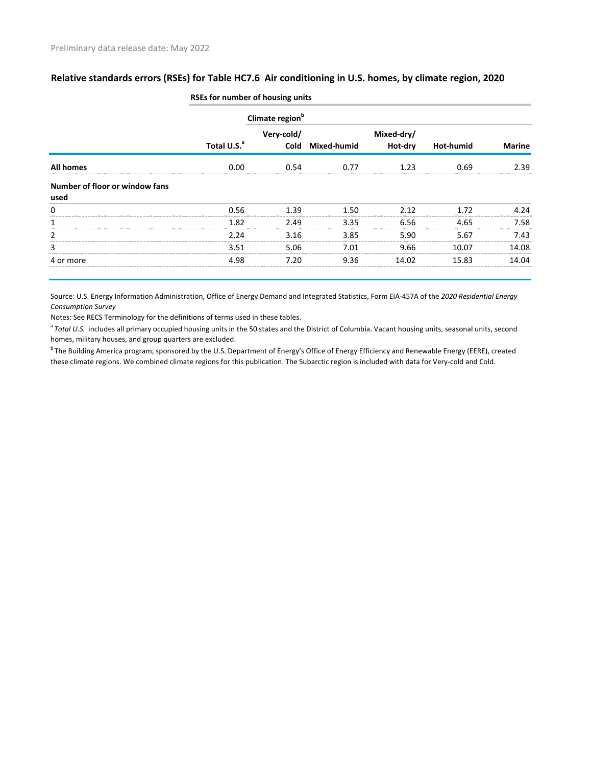Preliminary data release date: May 2022

## Relative standards errors (RSEs) for Table HC7.6 Air conditioning in U.S. homes, by climate region, 2020

| | RSEs for number of housing units | | | | | |
|---|---|---|---|---|---|---|
| | | Climate region[b] | | | | |
| | Total U.S.[a] | Very-cold/ Cold | Mixed-humid | Mixed-dry/ Hot-dry | Hot-humid | Marine |
| **All homes** | 0.00 | 0.54 | 0.77 | 1.23 | 0.69 | 2.39 |
| **Number of floor or window fans used** | | | | | | |
| 0 | 0.56 | 1.39 | 1.50 | 2.12 | 1.72 | 4.24 |
| 1 | 1.82 | 2.49 | 3.35 | 6.56 | 4.65 | 7.58 |
| 2 | 2.24 | 3.16 | 3.85 | 5.90 | 5.67 | 7.43 |
| 3 | 3.51 | 5.06 | 7.01 | 9.66 | 10.07 | 14.08 |
| 4 or more | 4.98 | 7.20 | 9.36 | 14.02 | 15.83 | 14.04 |

Source: U.S. Energy Information Administration, Office of Energy Demand and Integrated Statistics, Form EIA-457A of the *2020 Residential Energy Consumption Survey*

Notes: See RECS Terminology for the definitions of terms used in these tables.

[a] *Total U.S.* includes all primary occupied housing units in the 50 states and the District of Columbia. Vacant housing units, seasonal units, second homes, military houses, and group quarters are excluded.

[b] The Building America program, sponsored by the U.S. Department of Energy's Office of Energy Efficiency and Renewable Energy (EERE), created these climate regions. We combined climate regions for this publication. The Subarctic region is included with data for Very-cold and Cold.